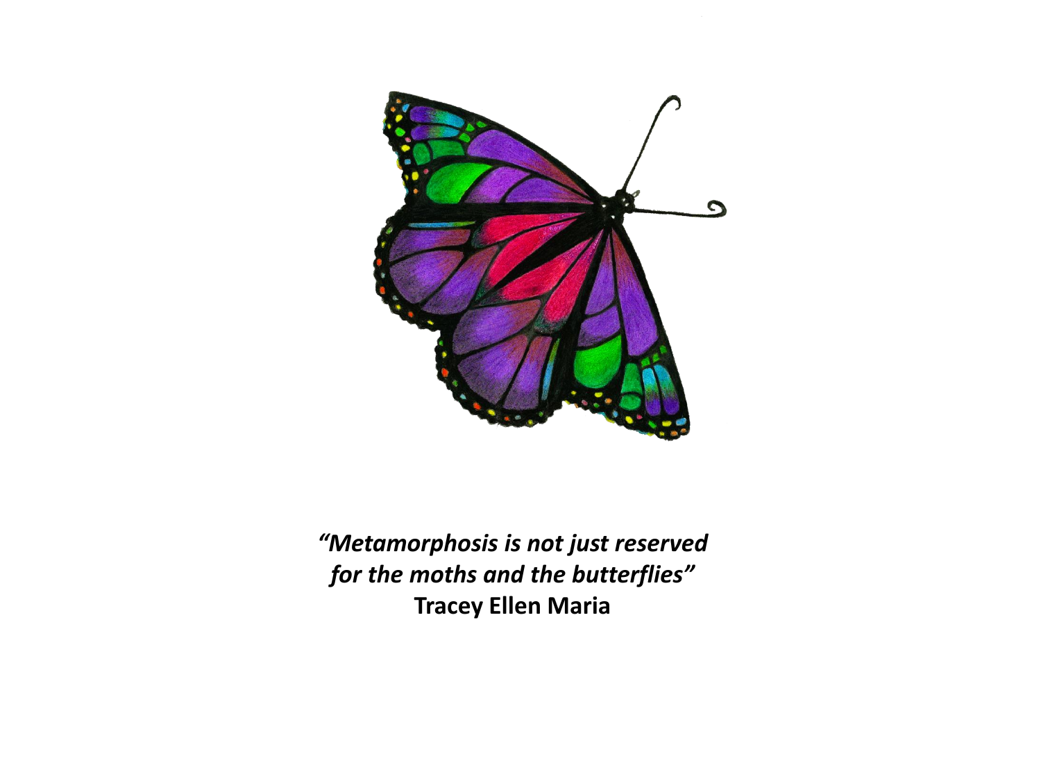*“Metamorphosis is not just reserved for the moths and the butterflies”*
**Tracey Ellen Maria**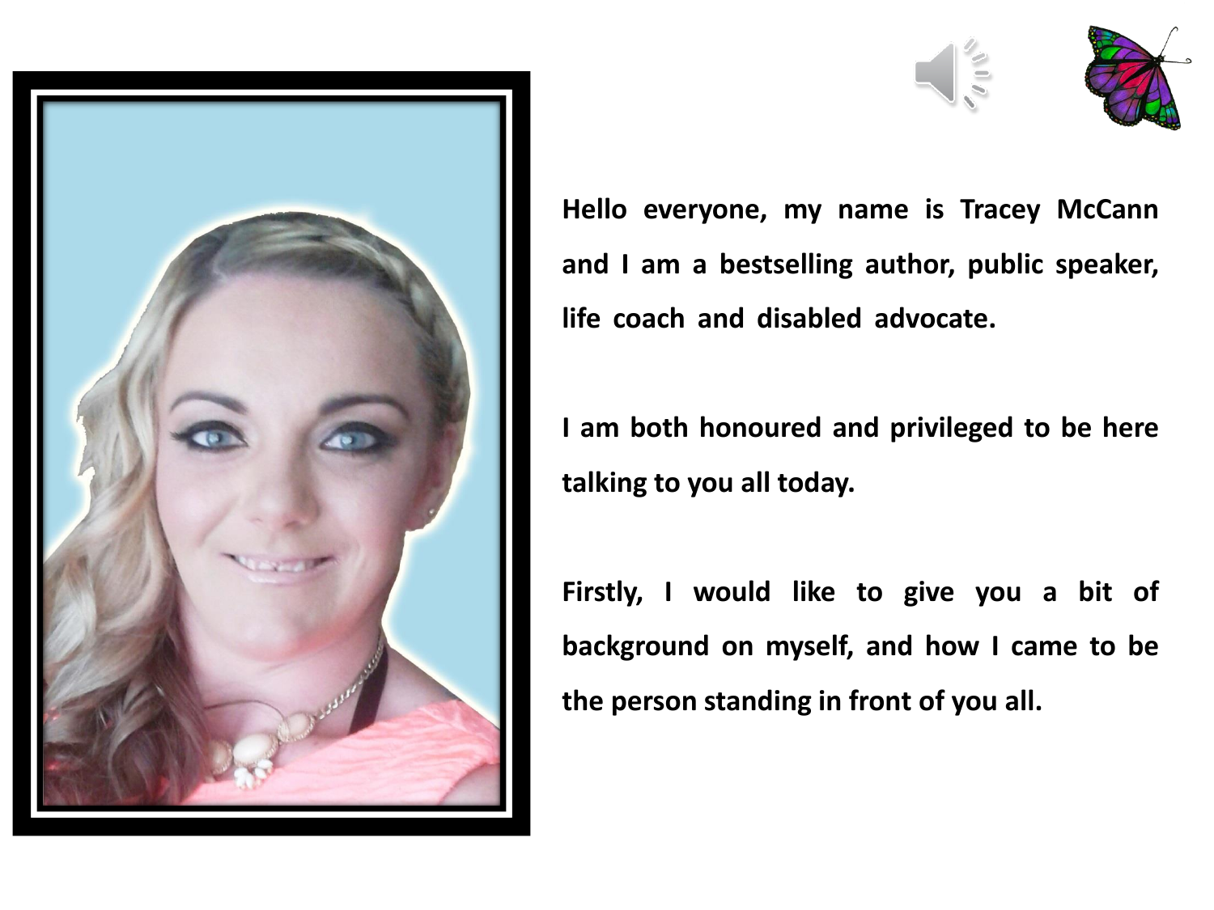**Hello everyone, my name is Tracey McCann and I am a bestselling author, public speaker, life coach and disabled advocate.**

**I am both honoured and privileged to be here talking to you all today.**

**Firstly, I would like to give you a bit of background on myself, and how I came to be the person standing in front of you all.**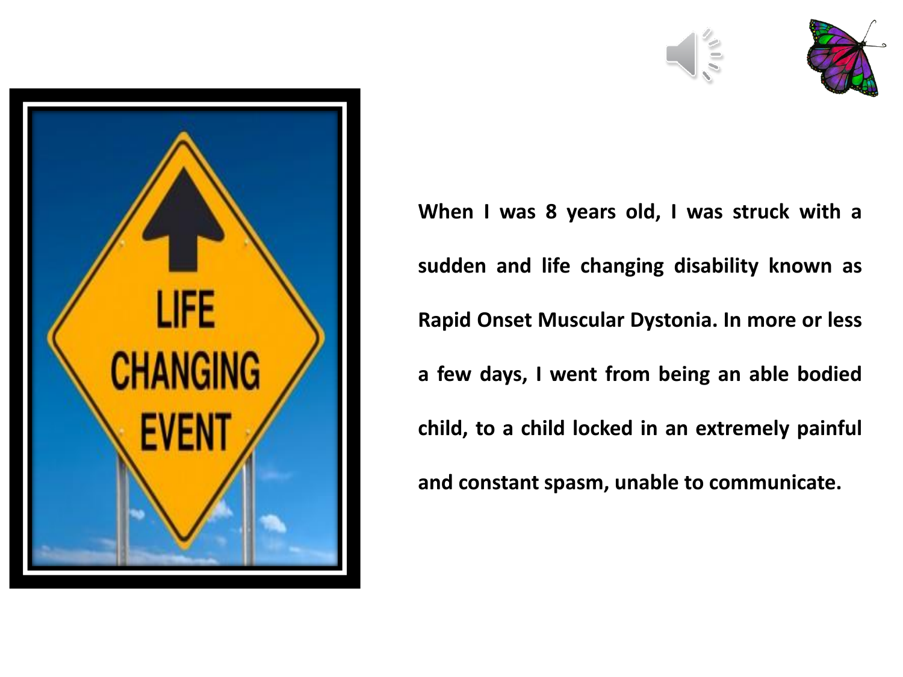**When I was 8 years old, I was struck with a sudden and life changing disability known as Rapid Onset Muscular Dystonia. In more or less a few days, I went from being an able bodied child, to a child locked in an extremely painful and constant spasm, unable to communicate.**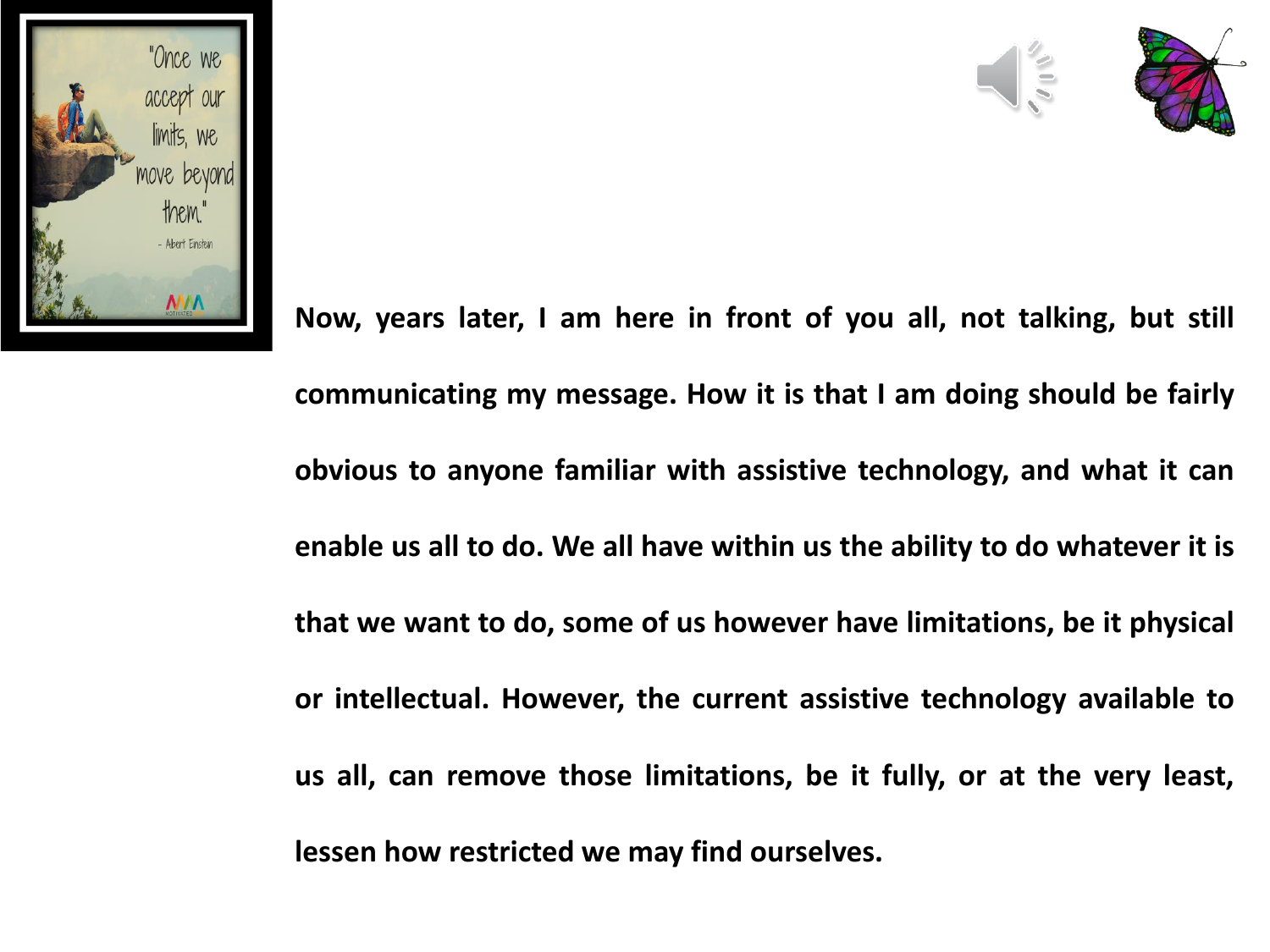Now, years later, I am here in front of you all, not talking, but still communicating my message. How it is that I am doing should be fairly obvious to anyone familiar with assistive technology, and what it can enable us all to do. We all have within us the ability to do whatever it is that we want to do, some of us however have limitations, be it physical or intellectual. However, the current assistive technology available to us all, can remove those limitations, be it fully, or at the very least, lessen how restricted we may find ourselves.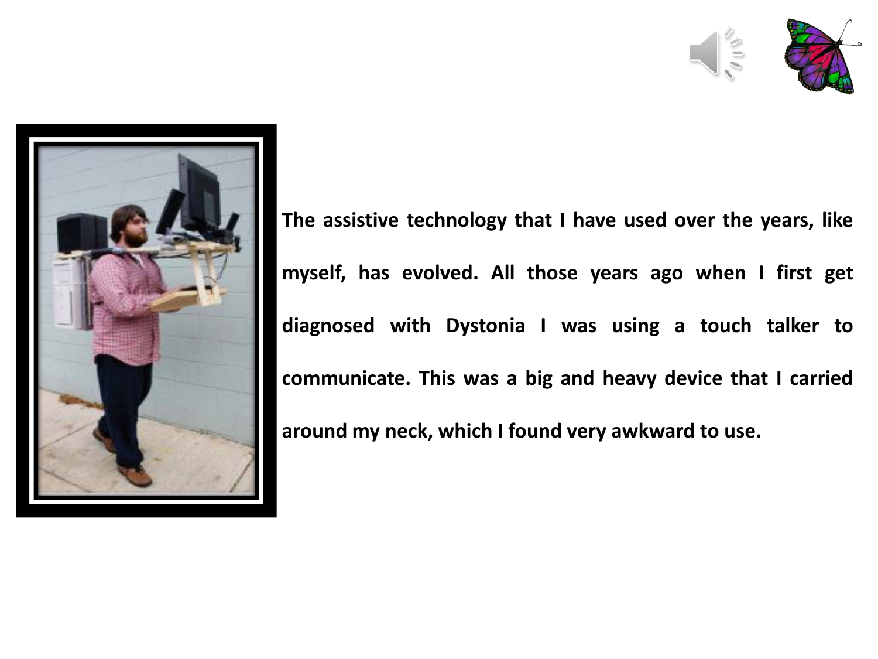**The assistive technology that I have used over the years, like myself, has evolved. All those years ago when I first get diagnosed with Dystonia I was using a touch talker to communicate. This was a big and heavy device that I carried around my neck, which I found very awkward to use.**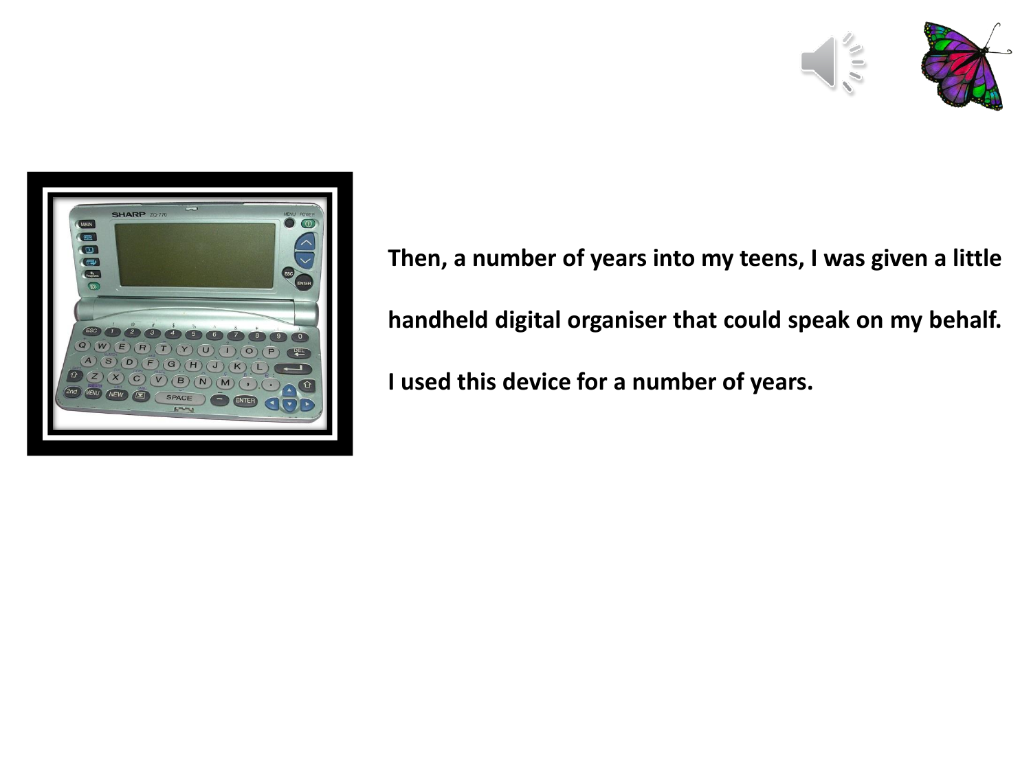**Then, a number of years into my teens, I was given a little handheld digital organiser that could speak on my behalf.**

**I used this device for a number of years.**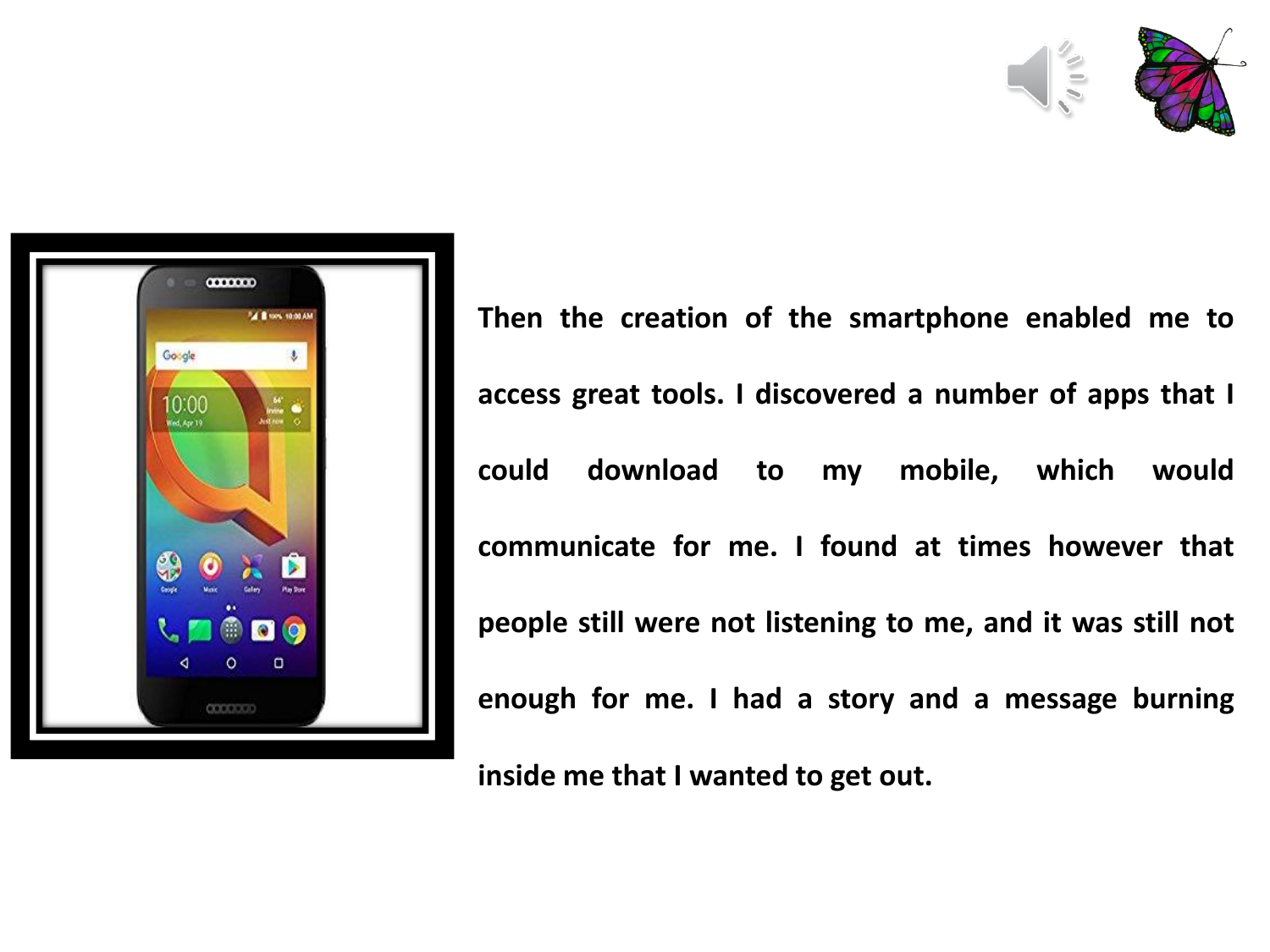**Then the creation of the smartphone enabled me to access great tools. I discovered a number of apps that I could download to my mobile, which would communicate for me. I found at times however that people still were not listening to me, and it was still not enough for me. I had a story and a message burning inside me that I wanted to get out.**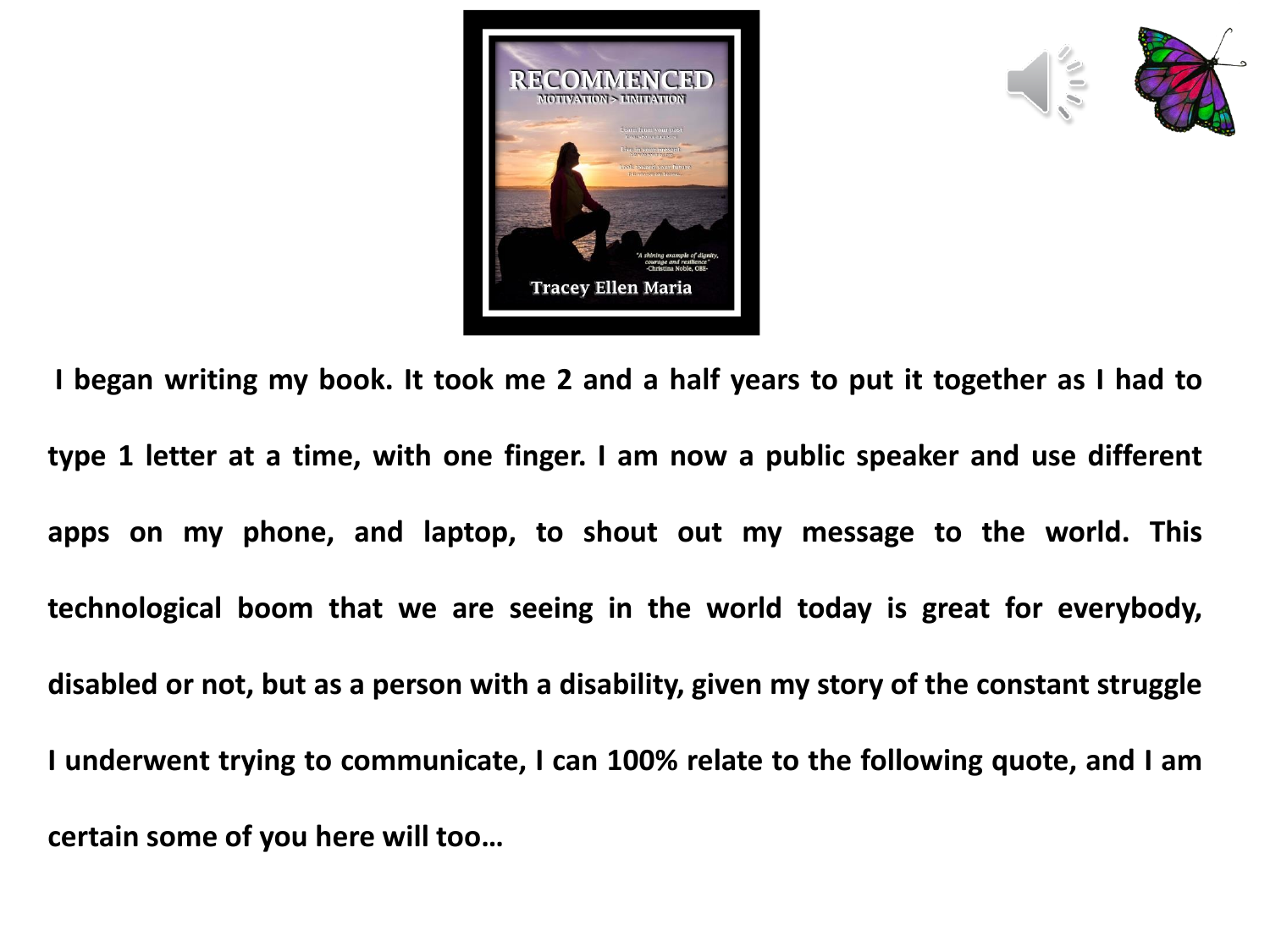**I began writing my book. It took me 2 and a half years to put it together as I had to type 1 letter at a time, with one finger. I am now a public speaker and use different apps on my phone, and laptop, to shout out my message to the world. This technological boom that we are seeing in the world today is great for everybody, disabled or not, but as a person with a disability, given my story of the constant struggle I underwent trying to communicate, I can 100% relate to the following quote, and I am certain some of you here will too…**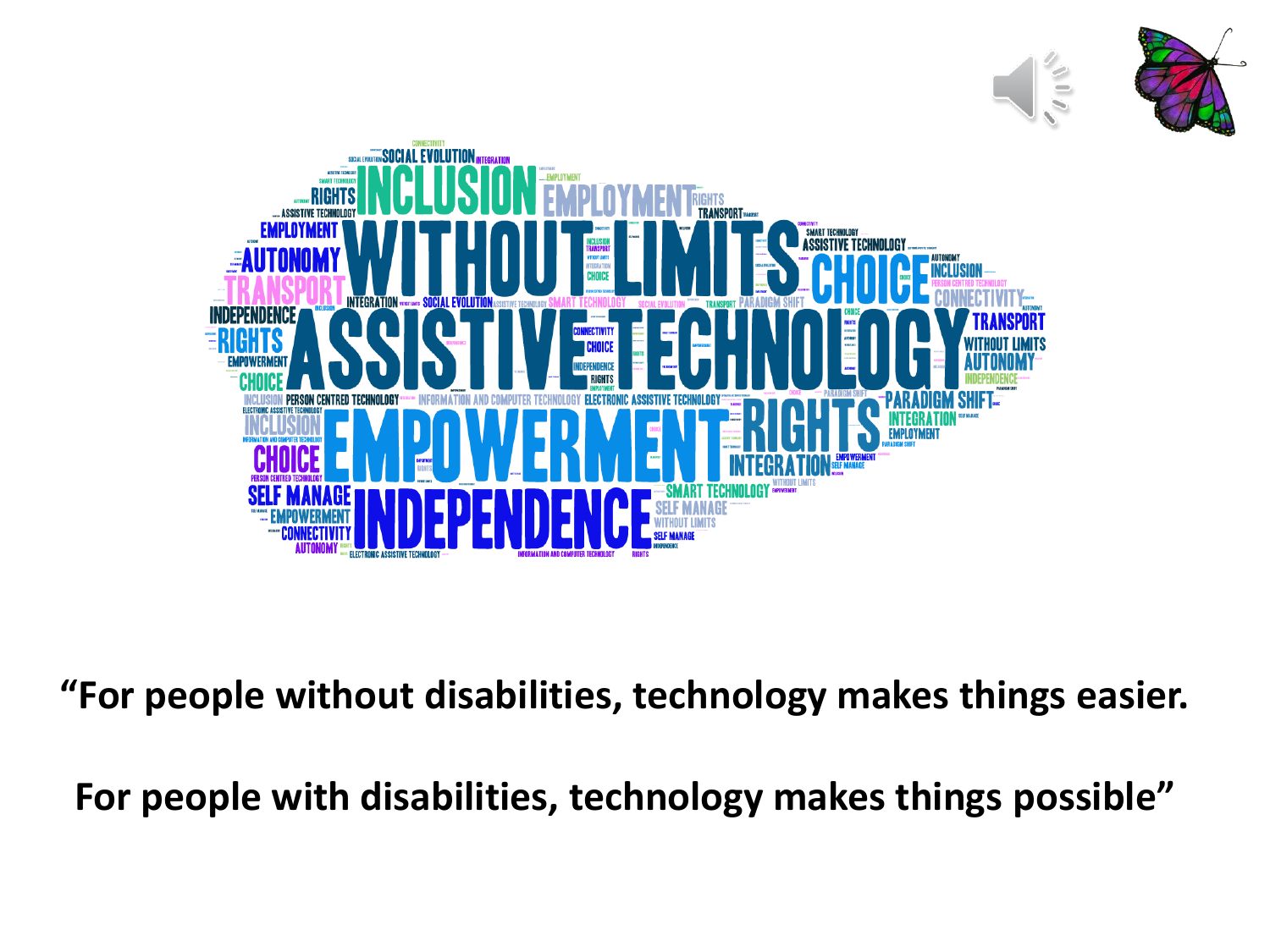**"For people without disabilities, technology makes things easier.**

**For people with disabilities, technology makes things possible"**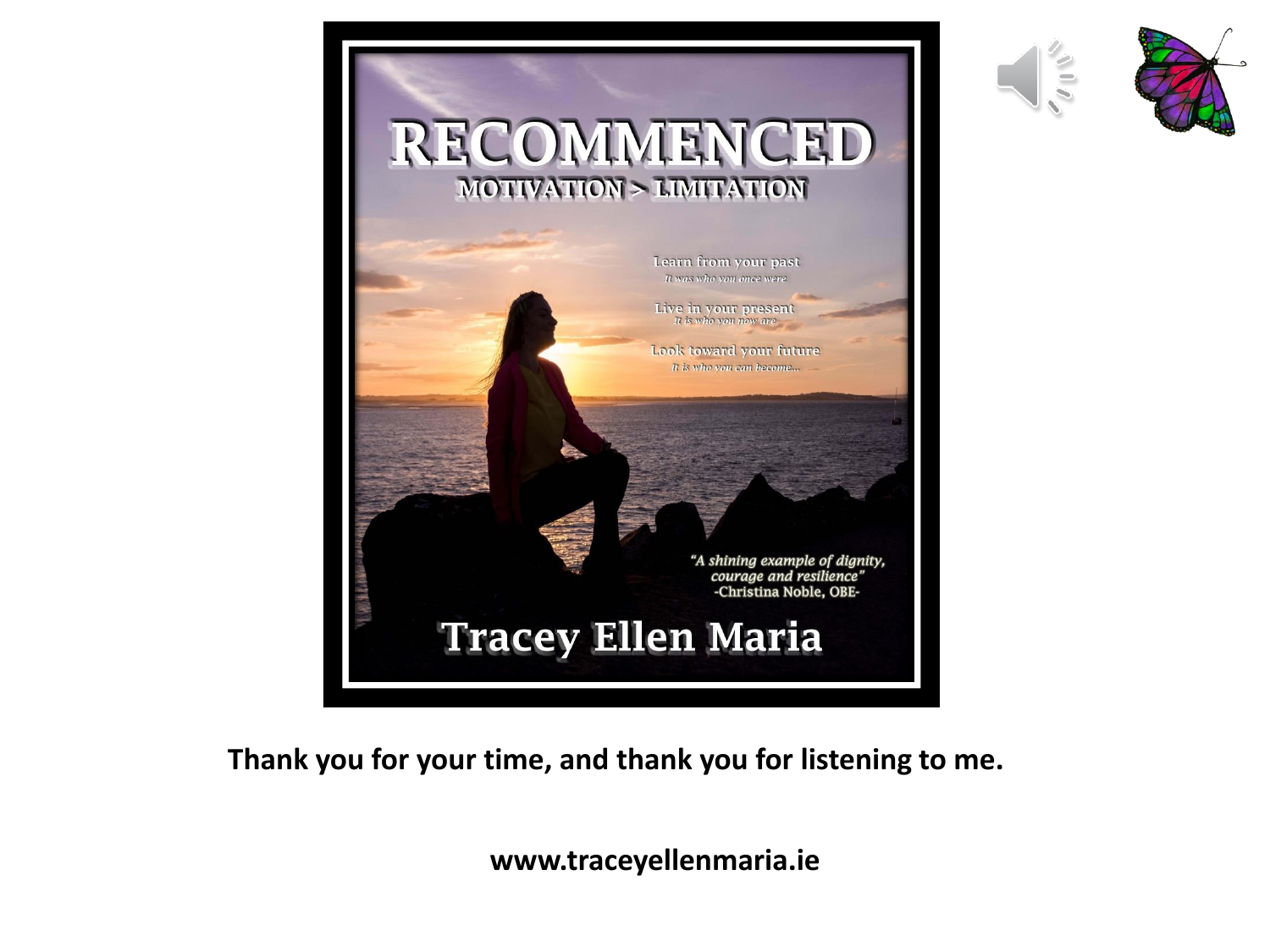# RECOMMENCED

MOTIVATION > LIMITATION

Learn from your past
*It was who you once were*

Live in your present
*It is who you now are*

Look toward your future
*It is who you can become...*

*"A shining example of dignity, courage and resilience"*
-Christina Noble, OBE-

Tracey Ellen Maria

**Thank you for your time, and thank you for listening to me.**

**www.traceyellenmaria.ie**